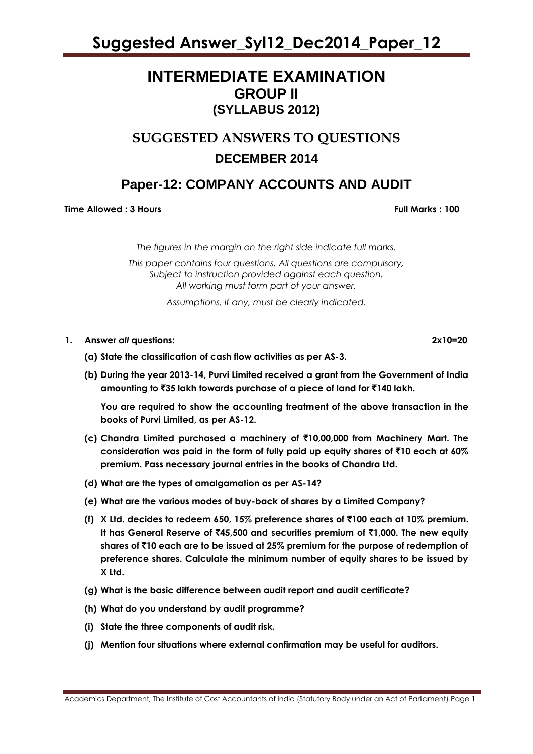# INTERMEDIATE EXAMINATION

## GROUP II

## (SYLLABUS 2012)

## SUGGESTED ANSWERS TO QUESTIONS

## DECEMBER 2014

## Paper-12: COMPANY ACCOUNTS AND AUDIT

**Time Allowed : 3 Hours** **Full Marks : 100**

*The figures in the margin on the right side indicate full marks.*

*This paper contains four questions. All questions are compulsory, Subject to instruction provided against each question.*
*All working must form part of your answer.*

*Assumptions, if any, must be clearly indicated.*

**1. Answer *all* questions:** **2x10=20**

**(a) State the classification of cash flow activities as per AS-3.**

**(b) During the year 2013-14, Purvi Limited received a grant from the Government of India amounting to ₹35 lakh towards purchase of a piece of land for ₹140 lakh.**

**You are required to show the accounting treatment of the above transaction in the books of Purvi Limited, as per AS-12.**

**(c) Chandra Limited purchased a machinery of ₹10,00,000 from Machinery Mart. The consideration was paid in the form of fully paid up equity shares of ₹10 each at 60% premium. Pass necessary journal entries in the books of Chandra Ltd.**

**(d) What are the types of amalgamation as per AS-14?**

**(e) What are the various modes of buy-back of shares by a Limited Company?**

**(f) X Ltd. decides to redeem 650, 15% preference shares of ₹100 each at 10% premium. It has General Reserve of ₹45,500 and securities premium of ₹1,000. The new equity shares of ₹10 each are to be issued at 25% premium for the purpose of redemption of preference shares. Calculate the minimum number of equity shares to be issued by X Ltd.**

**(g) What is the basic difference between audit report and audit certificate?**

**(h) What do you understand by audit programme?**

**(i) State the three components of audit risk.**

**(j) Mention four situations where external confirmation may be useful for auditors.**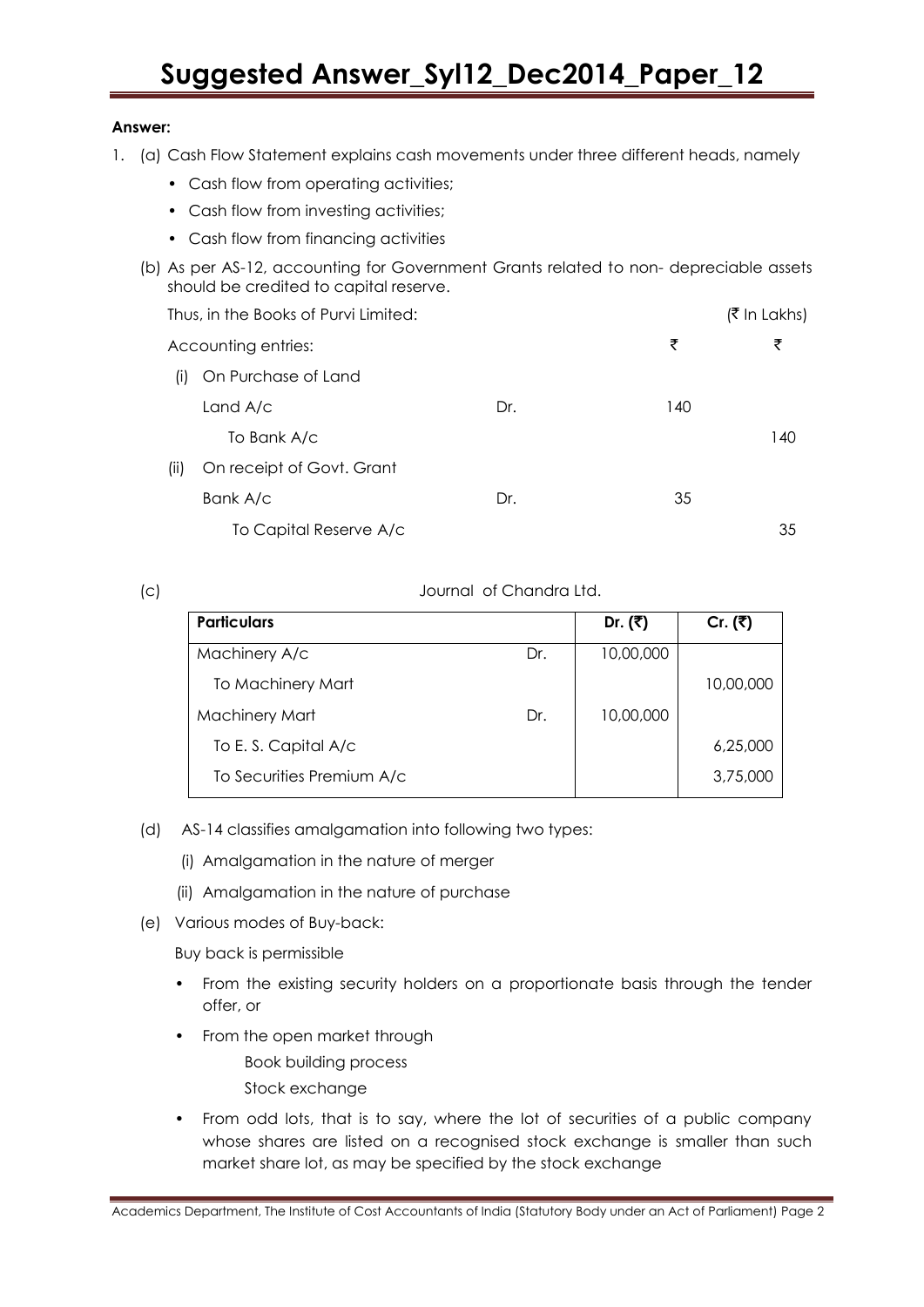**Answer:**

1. (a) Cash Flow Statement explains cash movements under three different heads, namely
   - Cash flow from operating activities;
   - Cash flow from investing activities;
   - Cash flow from financing activities

   (b) As per AS-12, accounting for Government Grants related to non- depreciable assets should be credited to capital reserve.

   Thus, in the Books of Purvi Limited: (₹ In Lakhs)

   | Accounting entries: | | ₹ | ₹ |
   |---|---|---|---|
   | (i) On Purchase of Land | | | |
   | Land A/c | Dr. | 140 | |
   | To Bank A/c | | | 140 |
   | (ii) On receipt of Govt. Grant | | | |
   | Bank A/c | Dr. | 35 | |
   | To Capital Reserve A/c | | | 35 |

   (c) Journal of Chandra Ltd.

   | Particulars | | Dr. (₹) | Cr. (₹) |
   |---|---|---|---|
   | Machinery A/c | Dr. | 10,00,000 | |
   | To Machinery Mart | | | 10,00,000 |
   | Machinery Mart | Dr. | 10,00,000 | |
   | To E. S. Capital A/c | | | 6,25,000 |
   | To Securities Premium A/c | | | 3,75,000 |

   (d) AS-14 classifies amalgamation into following two types:

   (i) Amalgamation in the nature of merger

   (ii) Amalgamation in the nature of purchase

   (e) Various modes of Buy-back:

   Buy back is permissible

   - From the existing security holders on a proportionate basis through the tender offer, or
   - From the open market through

     Book building process

     Stock exchange

   - From odd lots, that is to say, where the lot of securities of a public company whose shares are listed on a recognised stock exchange is smaller than such market share lot, as may be specified by the stock exchange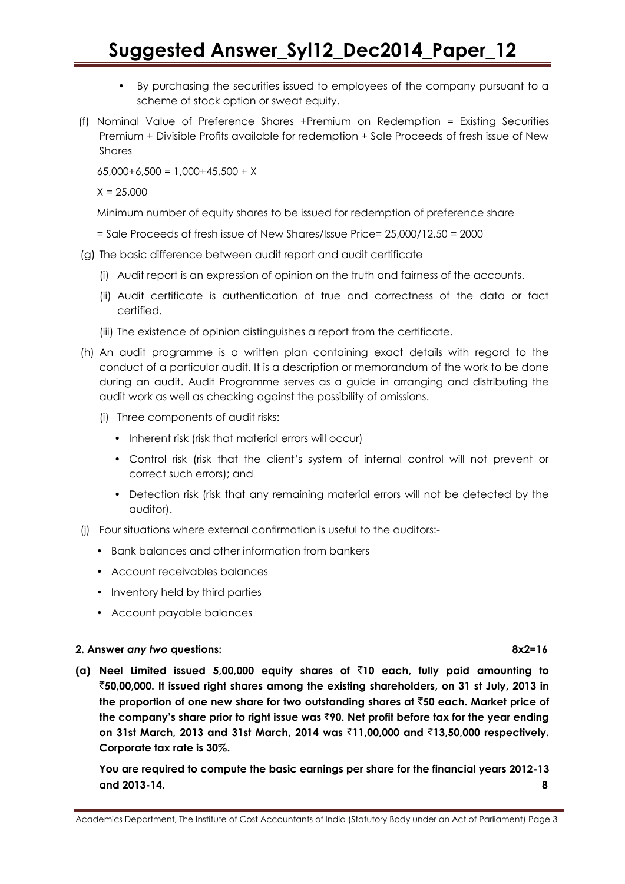- By purchasing the securities issued to employees of the company pursuant to a scheme of stock option or sweat equity.

(f) Nominal Value of Preference Shares +Premium on Redemption = Existing Securities Premium + Divisible Profits available for redemption + Sale Proceeds of fresh issue of New Shares

65,000+6,500 = 1,000+45,500 + X

X = 25,000

Minimum number of equity shares to be issued for redemption of preference share

= Sale Proceeds of fresh issue of New Shares/Issue Price= 25,000/12.50 = 2000

(g) The basic difference between audit report and audit certificate

(i) Audit report is an expression of opinion on the truth and fairness of the accounts.

(ii) Audit certificate is authentication of true and correctness of the data or fact certified.

(iii) The existence of opinion distinguishes a report from the certificate.

(h) An audit programme is a written plan containing exact details with regard to the conduct of a particular audit. It is a description or memorandum of the work to be done during an audit. Audit Programme serves as a guide in arranging and distributing the audit work as well as checking against the possibility of omissions.

(i) Three components of audit risks:

- Inherent risk (risk that material errors will occur)
- Control risk (risk that the client's system of internal control will not prevent or correct such errors); and
- Detection risk (risk that any remaining material errors will not be detected by the auditor).

(j) Four situations where external confirmation is useful to the auditors:-

- Bank balances and other information from bankers
- Account receivables balances
- Inventory held by third parties
- Account payable balances

**2. Answer *any two* questions: 8x2=16**

**(a) Neel Limited issued 5,00,000 equity shares of ₹10 each, fully paid amounting to ₹50,00,000. It issued right shares among the existing shareholders, on 31 st July, 2013 in the proportion of one new share for two outstanding shares at ₹50 each. Market price of the company's share prior to right issue was ₹90. Net profit before tax for the year ending on 31st March, 2013 and 31st March, 2014 was ₹11,00,000 and ₹13,50,000 respectively. Corporate tax rate is 30%.**

**You are required to compute the basic earnings per share for the financial years 2012-13 and 2013-14. 8**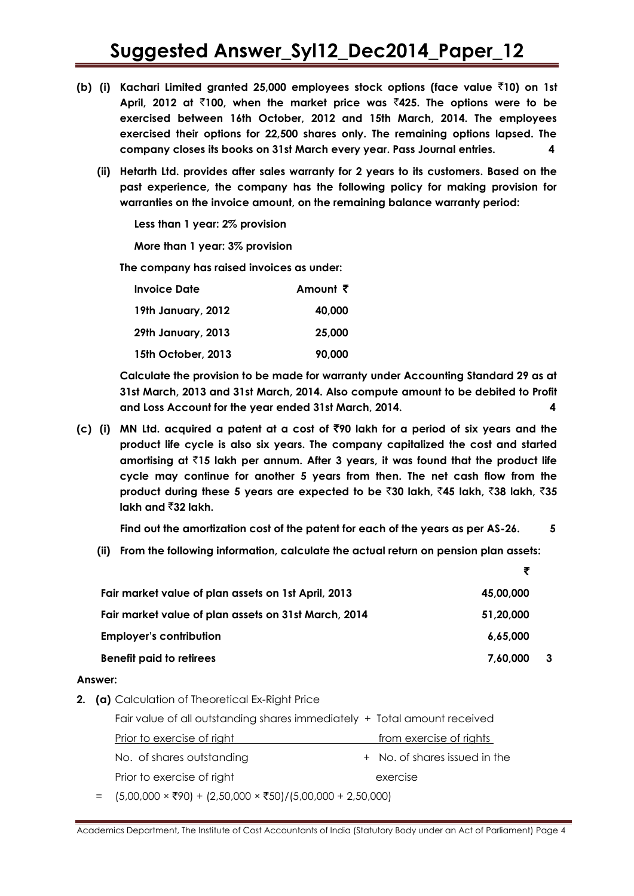**(b) (i) Kachari Limited granted 25,000 employees stock options (face value ₹10) on 1st April, 2012 at ₹100, when the market price was ₹425. The options were to be exercised between 16th October, 2012 and 15th March, 2014. The employees exercised their options for 22,500 shares only. The remaining options lapsed. The company closes its books on 31st March every year. Pass Journal entries. 4**

**(ii) Hetarth Ltd. provides after sales warranty for 2 years to its customers. Based on the past experience, the company has the following policy for making provision for warranties on the invoice amount, on the remaining balance warranty period:**

**Less than 1 year: 2% provision**

**More than 1 year: 3% provision**

**The company has raised invoices as under:**

| Invoice Date | Amount ₹ |
|---|---|
| 19th January, 2012 | 40,000 |
| 29th January, 2013 | 25,000 |
| 15th October, 2013 | 90,000 |

**Calculate the provision to be made for warranty under Accounting Standard 29 as at 31st March, 2013 and 31st March, 2014. Also compute amount to be debited to Profit and Loss Account for the year ended 31st March, 2014. 4**

**(c) (i) MN Ltd. acquired a patent at a cost of ₹90 lakh for a period of six years and the product life cycle is also six years. The company capitalized the cost and started amortising at ₹15 lakh per annum. After 3 years, it was found that the product life cycle may continue for another 5 years from then. The net cash flow from the product during these 5 years are expected to be ₹30 lakh, ₹45 lakh, ₹38 lakh, ₹35 lakh and ₹32 lakh.**

**Find out the amortization cost of the patent for each of the years as per AS-26. 5**

**(ii) From the following information, calculate the actual return on pension plan assets:**

| | ₹ |
|---|---|
| Fair market value of plan assets on 1st April, 2013 | 45,00,000 |
| Fair market value of plan assets on 31st March, 2014 | 51,20,000 |
| Employer's contribution | 6,65,000 |
| Benefit paid to retirees | 7,60,000 |

**3**

**Answer:**

**2. (a)** Calculation of Theoretical Ex-Right Price

$$\frac{\text{Fair value of all outstanding shares immediately prior to exercise of right} + \text{Total amount received from exercise of rights}}{\text{No. of shares outstanding prior to exercise of right} + \text{No. of shares issued in the exercise}}$$

= (5,00,000 × ₹90) + (2,50,000 × ₹50)/(5,00,000 + 2,50,000)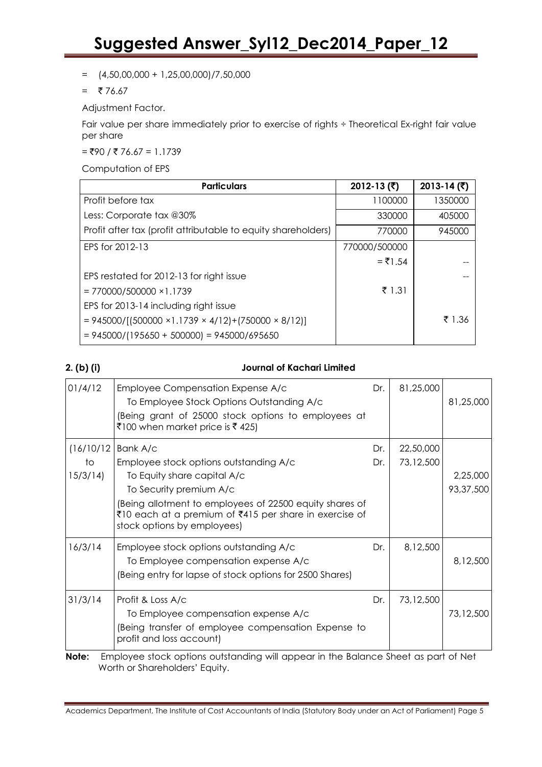= (4,50,00,000 + 1,25,00,000)/7,50,000

= ₹ 76.67

Adjustment Factor.

Fair value per share immediately prior to exercise of rights ÷ Theoretical Ex-right fair value per share

= ₹90 / ₹ 76.67 = 1.1739

Computation of EPS

| Particulars | 2012-13 (₹) | 2013-14 (₹) |
|---|---|---|
| Profit before tax | 1100000 | 1350000 |
| Less: Corporate tax @30% | 330000 | 405000 |
| Profit after tax (profit attributable to equity shareholders) | 770000 | 945000 |
| EPS for 2012-13 | 770000/500000 | |
| | = ₹1.54 | -- |
| EPS restated for 2012-13 for right issue | | -- |
| = 770000/500000 ×1.1739 | ₹ 1.31 | |
| EPS for 2013-14 including right issue | | |
| = 945000/[(500000 ×1.1739 × 4/12)+(750000 × 8/12)] | | ₹ 1.36 |
| = 945000/(195650 + 500000) = 945000/695650 | | |

**2. (b) (i) Journal of Kachari Limited**

| | | | | |
|---|---|---|---|---|
| 01/4/12 | Employee Compensation Expense A/c<br>To Employee Stock Options Outstanding A/c<br>(Being grant of 25000 stock options to employees at ₹100 when market price is ₹ 425) | Dr. | 81,25,000 | 81,25,000 |
| (16/10/12 to 15/3/14) | Bank A/c<br>Employee stock options outstanding A/c<br>To Equity share capital A/c<br>To Security premium A/c<br>(Being allotment to employees of 22500 equity shares of ₹10 each at a premium of ₹415 per share in exercise of stock options by employees) | Dr.<br>Dr. | 22,50,000<br>73,12,500 | <br><br>2,25,000<br>93,37,500 |
| 16/3/14 | Employee stock options outstanding A/c<br>To Employee compensation expense A/c<br>(Being entry for lapse of stock options for 2500 Shares) | Dr. | 8,12,500 | 8,12,500 |
| 31/3/14 | Profit & Loss A/c<br>To Employee compensation expense A/c<br>(Being transfer of employee compensation Expense to profit and loss account) | Dr. | 73,12,500 | 73,12,500 |

**Note:** Employee stock options outstanding will appear in the Balance Sheet as part of Net Worth or Shareholders' Equity.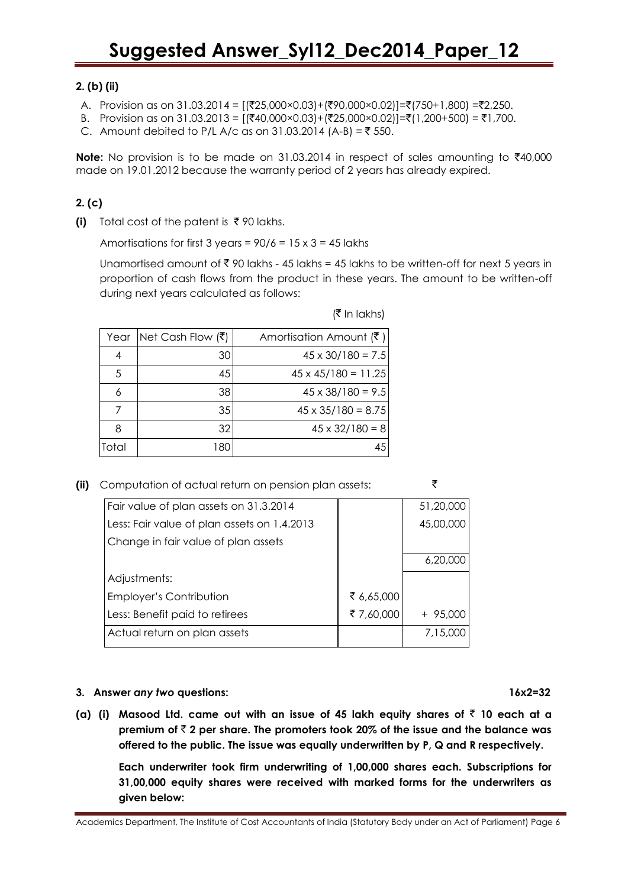### 2. (b) (ii)

A. Provision as on 31.03.2014 = [(₹25,000×0.03)+(₹90,000×0.02)]=₹(750+1,800) =₹2,250.

B. Provision as on 31.03.2013 = [(₹40,000×0.03)+(₹25,000×0.02)]=₹(1,200+500) = ₹1,700.

C. Amount debited to P/L A/c as on 31.03.2014 (A-B) = ₹ 550.

**Note:** No provision is to be made on 31.03.2014 in respect of sales amounting to ₹40,000 made on 19.01.2012 because the warranty period of 2 years has already expired.

### 2. (c)

**(i)** Total cost of the patent is ₹ 90 lakhs.

Amortisations for first 3 years = 90/6 = 15 x 3 = 45 lakhs

Unamortised amount of ₹ 90 lakhs - 45 lakhs = 45 lakhs to be written-off for next 5 years in proportion of cash flows from the product in these years. The amount to be written-off during next years calculated as follows:

(₹ In lakhs)

| Year | Net Cash Flow (₹) | Amortisation Amount (₹ ) |
|---|---|---|
| 4 | 30 | 45 x 30/180 = 7.5 |
| 5 | 45 | 45 x 45/180 = 11.25 |
| 6 | 38 | 45 x 38/180 = 9.5 |
| 7 | 35 | 45 x 35/180 = 8.75 |
| 8 | 32 | 45 x 32/180 = 8 |
| Total | 180 | 45 |

**(ii)** Computation of actual return on pension plan assets: ₹

| | | |
|---|---|---|
| Fair value of plan assets on 31.3.2014 | | 51,20,000 |
| Less: Fair value of plan assets on 1.4.2013 | | 45,00,000 |
| Change in fair value of plan assets | | |
| | | 6,20,000 |
| Adjustments: | | |
| Employer's Contribution | ₹ 6,65,000 | |
| Less: Benefit paid to retirees | ₹ 7,60,000 | + 95,000 |
| Actual return on plan assets | | 7,15,000 |

### 3. Answer *any two* questions: 16x2=32

**(a) (i) Masood Ltd. came out with an issue of 45 lakh equity shares of ₹ 10 each at a premium of ₹ 2 per share. The promoters took 20% of the issue and the balance was offered to the public. The issue was equally underwritten by P, Q and R respectively.**

**Each underwriter took firm underwriting of 1,00,000 shares each. Subscriptions for 31,00,000 equity shares were received with marked forms for the underwriters as given below:**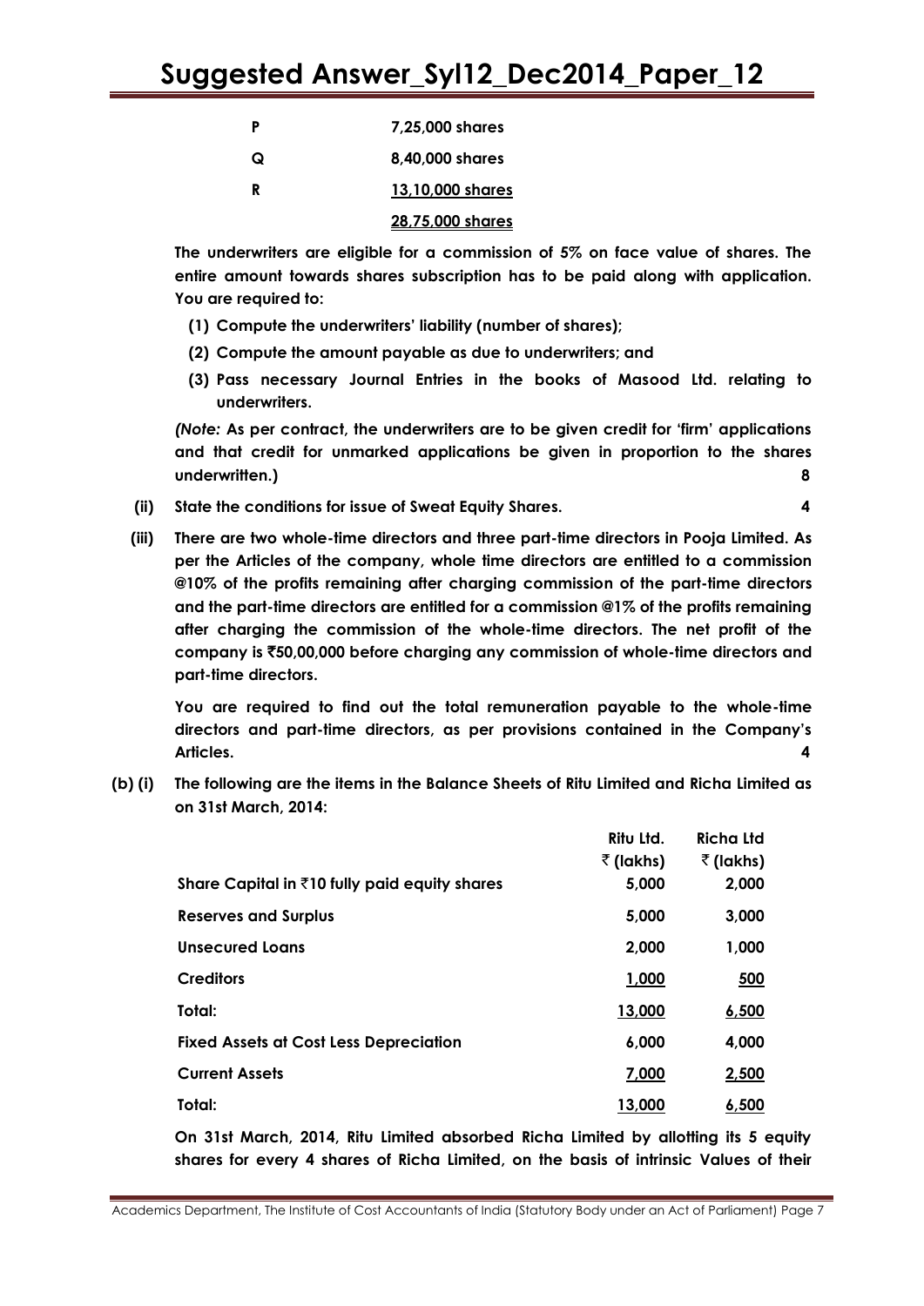| | |
|---|---|
| P | 7,25,000 shares |
| Q | 8,40,000 shares |
| R | 13,10,000 shares |
| | 28,75,000 shares |

**The underwriters are eligible for a commission of 5% on face value of shares. The entire amount towards shares subscription has to be paid along with application. You are required to:**

**(1) Compute the underwriters' liability (number of shares);**

**(2) Compute the amount payable as due to underwriters; and**

**(3) Pass necessary Journal Entries in the books of Masood Ltd. relating to underwriters.**

***(Note:*** **As per contract, the underwriters are to be given credit for 'firm' applications and that credit for unmarked applications be given in proportion to the shares underwritten.)** **8**

**(ii) State the conditions for issue of Sweat Equity Shares.** **4**

**(iii) There are two whole-time directors and three part-time directors in Pooja Limited. As per the Articles of the company, whole time directors are entitled to a commission @10% of the profits remaining after charging commission of the part-time directors and the part-time directors are entitled for a commission @1% of the profits remaining after charging the commission of the whole-time directors. The net profit of the company is ₹50,00,000 before charging any commission of whole-time directors and part-time directors.**

**You are required to find out the total remuneration payable to the whole-time directors and part-time directors, as per provisions contained in the Company's Articles.** **4**

**(b) (i) The following are the items in the Balance Sheets of Ritu Limited and Richa Limited as on 31st March, 2014:**

| | Ritu Ltd. ₹ (lakhs) | Richa Ltd ₹ (lakhs) |
|---|---|---|
| Share Capital in ₹10 fully paid equity shares | 5,000 | 2,000 |
| Reserves and Surplus | 5,000 | 3,000 |
| Unsecured Loans | 2,000 | 1,000 |
| Creditors | 1,000 | 500 |
| Total: | 13,000 | 6,500 |
| Fixed Assets at Cost Less Depreciation | 6,000 | 4,000 |
| Current Assets | 7,000 | 2,500 |
| Total: | 13,000 | 6,500 |

**On 31st March, 2014, Ritu Limited absorbed Richa Limited by allotting its 5 equity shares for every 4 shares of Richa Limited, on the basis of intrinsic Values of their**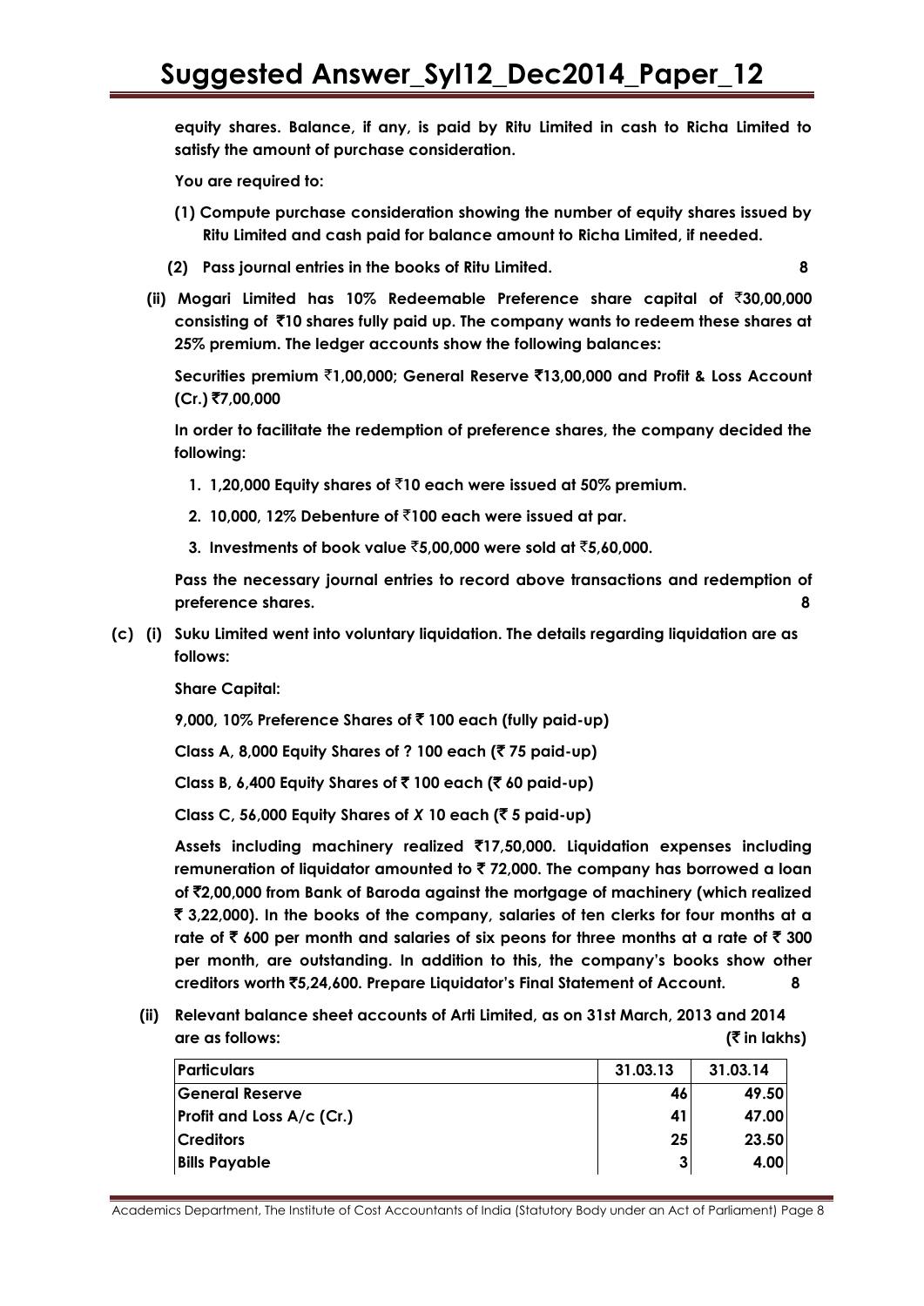**equity shares. Balance, if any, is paid by Ritu Limited in cash to Richa Limited to satisfy the amount of purchase consideration.**

**You are required to:**

**(1) Compute purchase consideration showing the number of equity shares issued by Ritu Limited and cash paid for balance amount to Richa Limited, if needed.**

**(2) Pass journal entries in the books of Ritu Limited. 8**

**(ii) Mogari Limited has 10% Redeemable Preference share capital of ₹30,00,000 consisting of ₹10 shares fully paid up. The company wants to redeem these shares at 25% premium. The ledger accounts show the following balances:**

**Securities premium ₹1,00,000; General Reserve ₹13,00,000 and Profit & Loss Account (Cr.) ₹7,00,000**

**In order to facilitate the redemption of preference shares, the company decided the following:**

1. **1,20,000 Equity shares of ₹10 each were issued at 50% premium.**
2. **10,000, 12% Debenture of ₹100 each were issued at par.**
3. **Investments of book value ₹5,00,000 were sold at ₹5,60,000.**

**Pass the necessary journal entries to record above transactions and redemption of preference shares. 8**

**(c) (i) Suku Limited went into voluntary liquidation. The details regarding liquidation are as follows:**

**Share Capital:**

**9,000, 10% Preference Shares of ₹ 100 each (fully paid-up)**

**Class A, 8,000 Equity Shares of ? 100 each (₹ 75 paid-up)**

**Class B, 6,400 Equity Shares of ₹ 100 each (₹ 60 paid-up)**

**Class C, 56,000 Equity Shares of *X* 10 each (₹ 5 paid-up)**

**Assets including machinery realized ₹17,50,000. Liquidation expenses including remuneration of liquidator amounted to ₹ 72,000. The company has borrowed a loan of ₹2,00,000 from Bank of Baroda against the mortgage of machinery (which realized ₹ 3,22,000). In the books of the company, salaries of ten clerks for four months at a rate of ₹ 600 per month and salaries of six peons for three months at a rate of ₹ 300 per month, are outstanding. In addition to this, the company's books show other creditors worth ₹5,24,600. Prepare Liquidator's Final Statement of Account. 8**

**(ii) Relevant balance sheet accounts of Arti Limited, as on 31st March, 2013 and 2014 are as follows: (₹ in lakhs)**

| Particulars | 31.03.13 | 31.03.14 |
|---|---|---|
| General Reserve | 46 | 49.50 |
| Profit and Loss A/c (Cr.) | 41 | 47.00 |
| Creditors | 25 | 23.50 |
| Bills Payable | 3 | 4.00 |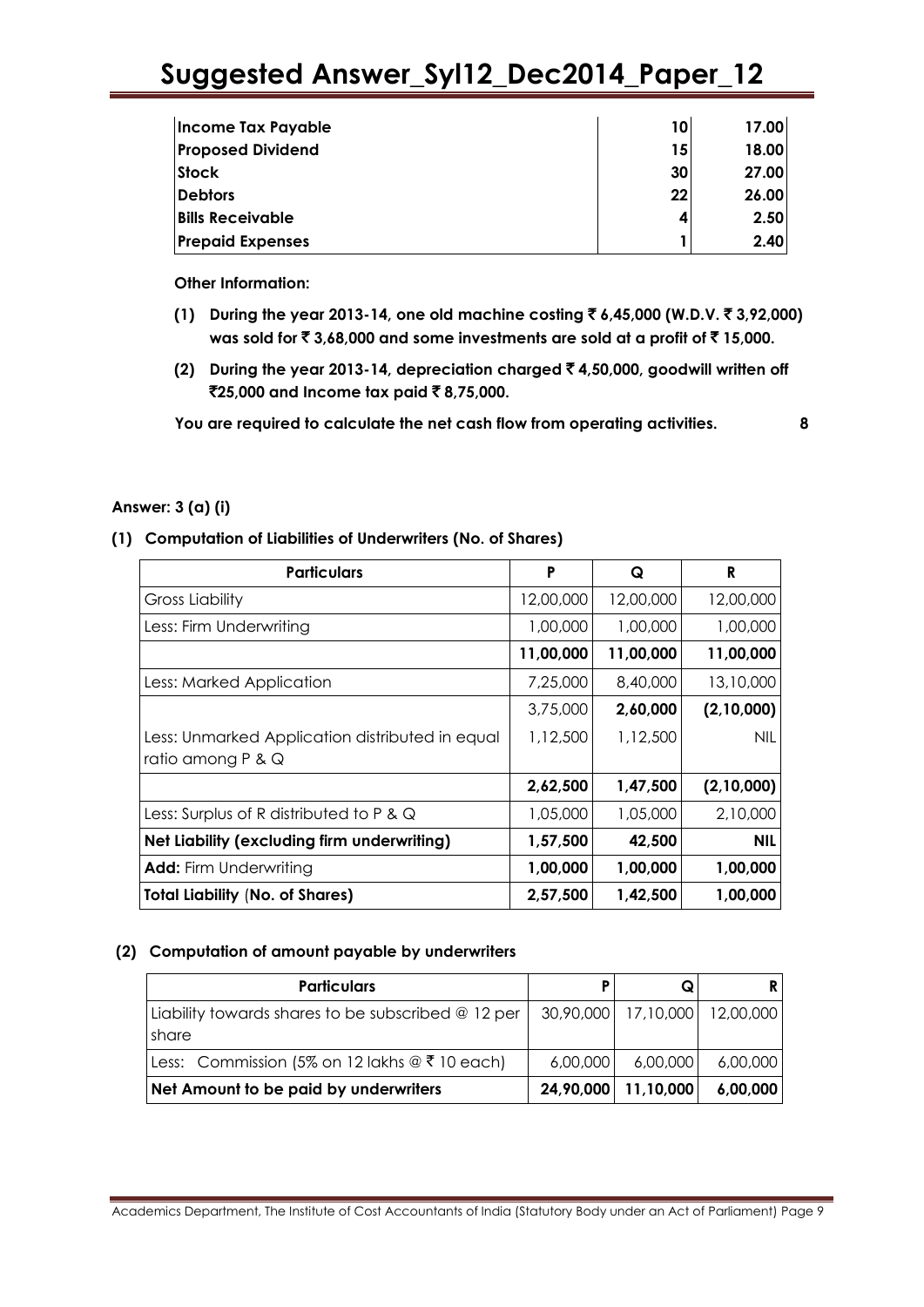| | | |
|---|---|---|
| **Income Tax Payable** | **10** | **17.00** |
| **Proposed Dividend** | **15** | **18.00** |
| **Stock** | **30** | **27.00** |
| **Debtors** | **22** | **26.00** |
| **Bills Receivable** | **4** | **2.50** |
| **Prepaid Expenses** | **1** | **2.40** |

**Other Information:**

1. **During the year 2013-14, one old machine costing ₹ 6,45,000 (W.D.V. ₹ 3,92,000) was sold for ₹ 3,68,000 and some investments are sold at a profit of ₹ 15,000.**
2. **During the year 2013-14, depreciation charged ₹ 4,50,000, goodwill written off ₹25,000 and Income tax paid ₹ 8,75,000.**

**You are required to calculate the net cash flow from operating activities. 8**

**Answer: 3 (a) (i)**

**(1) Computation of Liabilities of Underwriters (No. of Shares)**

| Particulars | P | Q | R |
|---|---|---|---|
| Gross Liability | 12,00,000 | 12,00,000 | 12,00,000 |
| Less: Firm Underwriting | 1,00,000 | 1,00,000 | 1,00,000 |
| | **11,00,000** | **11,00,000** | **11,00,000** |
| Less: Marked Application | 7,25,000 | 8,40,000 | 13,10,000 |
| | 3,75,000 | **2,60,000** | **(2,10,000)** |
| Less: Unmarked Application distributed in equal ratio among P & Q | 1,12,500 | 1,12,500 | NIL |
| | **2,62,500** | **1,47,500** | **(2,10,000)** |
| Less: Surplus of R distributed to P & Q | 1,05,000 | 1,05,000 | 2,10,000 |
| **Net Liability (excluding firm underwriting)** | **1,57,500** | **42,500** | **NIL** |
| **Add:** Firm Underwriting | **1,00,000** | **1,00,000** | **1,00,000** |
| **Total Liability (No. of Shares)** | **2,57,500** | **1,42,500** | **1,00,000** |

**(2) Computation of amount payable by underwriters**

| Particulars | P | Q | R |
|---|---|---|---|
| Liability towards shares to be subscribed @ 12 per share | 30,90,000 | 17,10,000 | 12,00,000 |
| Less: Commission (5% on 12 lakhs @ ₹ 10 each) | 6,00,000 | 6,00,000 | 6,00,000 |
| **Net Amount to be paid by underwriters** | **24,90,000** | **11,10,000** | **6,00,000** |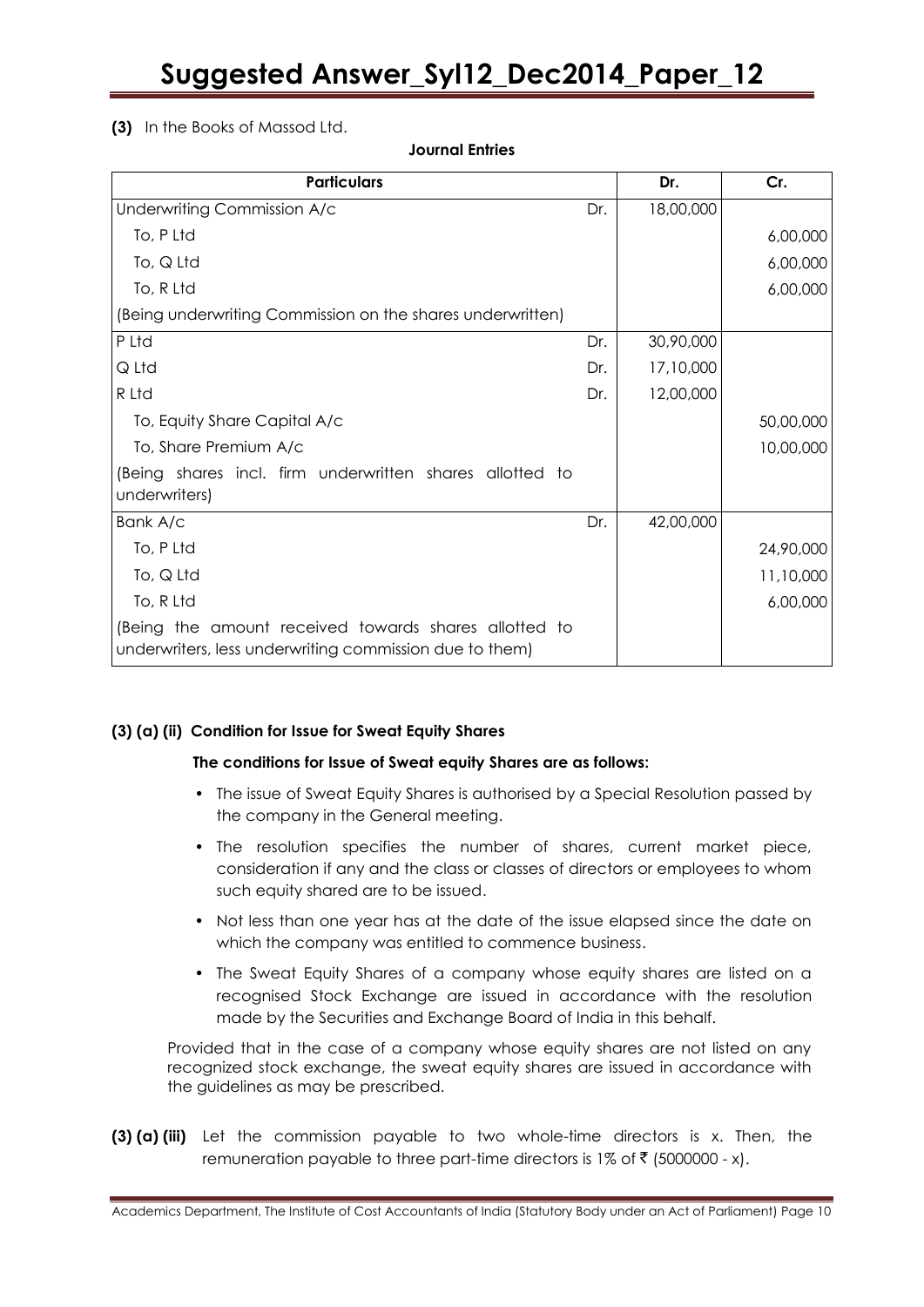**(3)** In the Books of Massod Ltd.

**Journal Entries**

| Particulars | | Dr. | Cr. |
|---|---|---|---|
| Underwriting Commission A/c | Dr. | 18,00,000 | |
| To, P Ltd | | | 6,00,000 |
| To, Q Ltd | | | 6,00,000 |
| To, R Ltd | | | 6,00,000 |
| (Being underwriting Commission on the shares underwritten) | | | |
| P Ltd | Dr. | 30,90,000 | |
| Q Ltd | Dr. | 17,10,000 | |
| R Ltd | Dr. | 12,00,000 | |
| To, Equity Share Capital A/c | | | 50,00,000 |
| To, Share Premium A/c | | | 10,00,000 |
| (Being shares incl. firm underwritten shares allotted to underwriters) | | | |
| Bank A/c | Dr. | 42,00,000 | |
| To, P Ltd | | | 24,90,000 |
| To, Q Ltd | | | 11,10,000 |
| To, R Ltd | | | 6,00,000 |
| (Being the amount received towards shares allotted to underwriters, less underwriting commission due to them) | | | |

**(3) (a) (ii) Condition for Issue for Sweat Equity Shares**

**The conditions for Issue of Sweat equity Shares are as follows:**

- The issue of Sweat Equity Shares is authorised by a Special Resolution passed by the company in the General meeting.
- The resolution specifies the number of shares, current market piece, consideration if any and the class or classes of directors or employees to whom such equity shared are to be issued.
- Not less than one year has at the date of the issue elapsed since the date on which the company was entitled to commence business.
- The Sweat Equity Shares of a company whose equity shares are listed on a recognised Stock Exchange are issued in accordance with the resolution made by the Securities and Exchange Board of India in this behalf.

Provided that in the case of a company whose equity shares are not listed on any recognized stock exchange, the sweat equity shares are issued in accordance with the guidelines as may be prescribed.

**(3) (a) (iii)** Let the commission payable to two whole-time directors is x. Then, the remuneration payable to three part-time directors is 1% of ₹ (5000000 - x).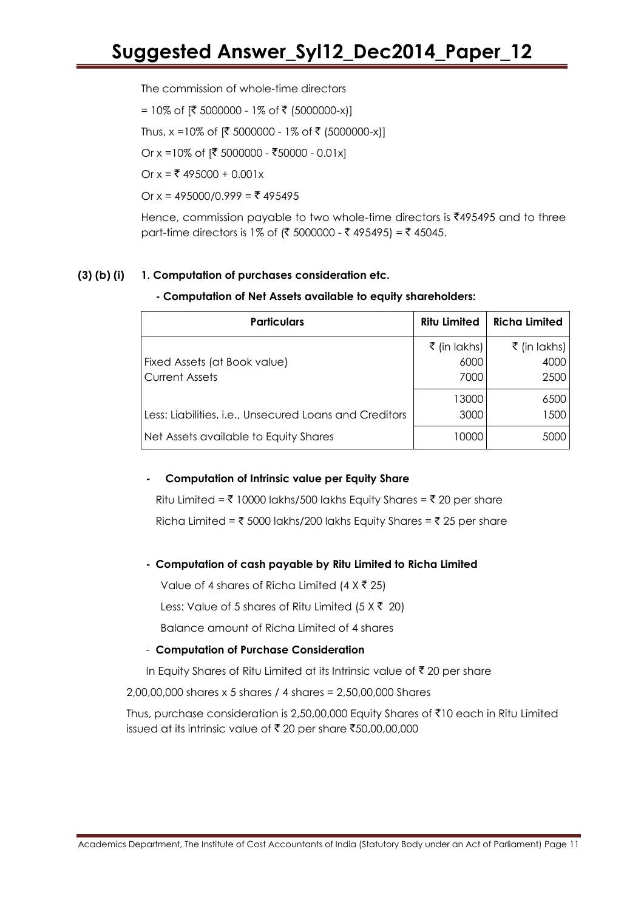The commission of whole-time directors

= 10% of [₹ 5000000 - 1% of ₹ (5000000-x)]

Thus, x =10% of [₹ 5000000 - 1% of ₹ (5000000-x)]

Or x =10% of [₹ 5000000 - ₹50000 - 0.01x]

Or x = ₹ 495000 + 0.001x

Or x = 495000/0.999 = ₹ 495495

Hence, commission payable to two whole-time directors is ₹495495 and to three part-time directors is 1% of (₹ 5000000 - ₹ 495495) = ₹ 45045.

**(3) (b) (i) 1. Computation of purchases consideration etc.**

**- Computation of Net Assets available to equity shareholders:**

| Particulars | Ritu Limited | Richa Limited |
|---|---|---|
| | ₹ (in lakhs) | ₹ (in lakhs) |
| Fixed Assets (at Book value) | 6000 | 4000 |
| Current Assets | 7000 | 2500 |
| | 13000 | 6500 |
| Less: Liabilities, i.e., Unsecured Loans and Creditors | 3000 | 1500 |
| Net Assets available to Equity Shares | 10000 | 5000 |

**- Computation of Intrinsic value per Equity Share**

Ritu Limited = ₹ 10000 lakhs/500 lakhs Equity Shares = ₹ 20 per share

Richa Limited = ₹ 5000 lakhs/200 lakhs Equity Shares = ₹ 25 per share

**- Computation of cash payable by Ritu Limited to Richa Limited**

Value of 4 shares of Richa Limited (4 X ₹ 25)

Less: Value of 5 shares of Ritu Limited (5 X ₹ 20)

Balance amount of Richa Limited of 4 shares

- **Computation of Purchase Consideration**

In Equity Shares of Ritu Limited at its Intrinsic value of ₹ 20 per share

2,00,00,000 shares x 5 shares / 4 shares = 2,50,00,000 Shares

Thus, purchase consideration is 2,50,00,000 Equity Shares of ₹10 each in Ritu Limited issued at its intrinsic value of ₹ 20 per share ₹50,00,00,000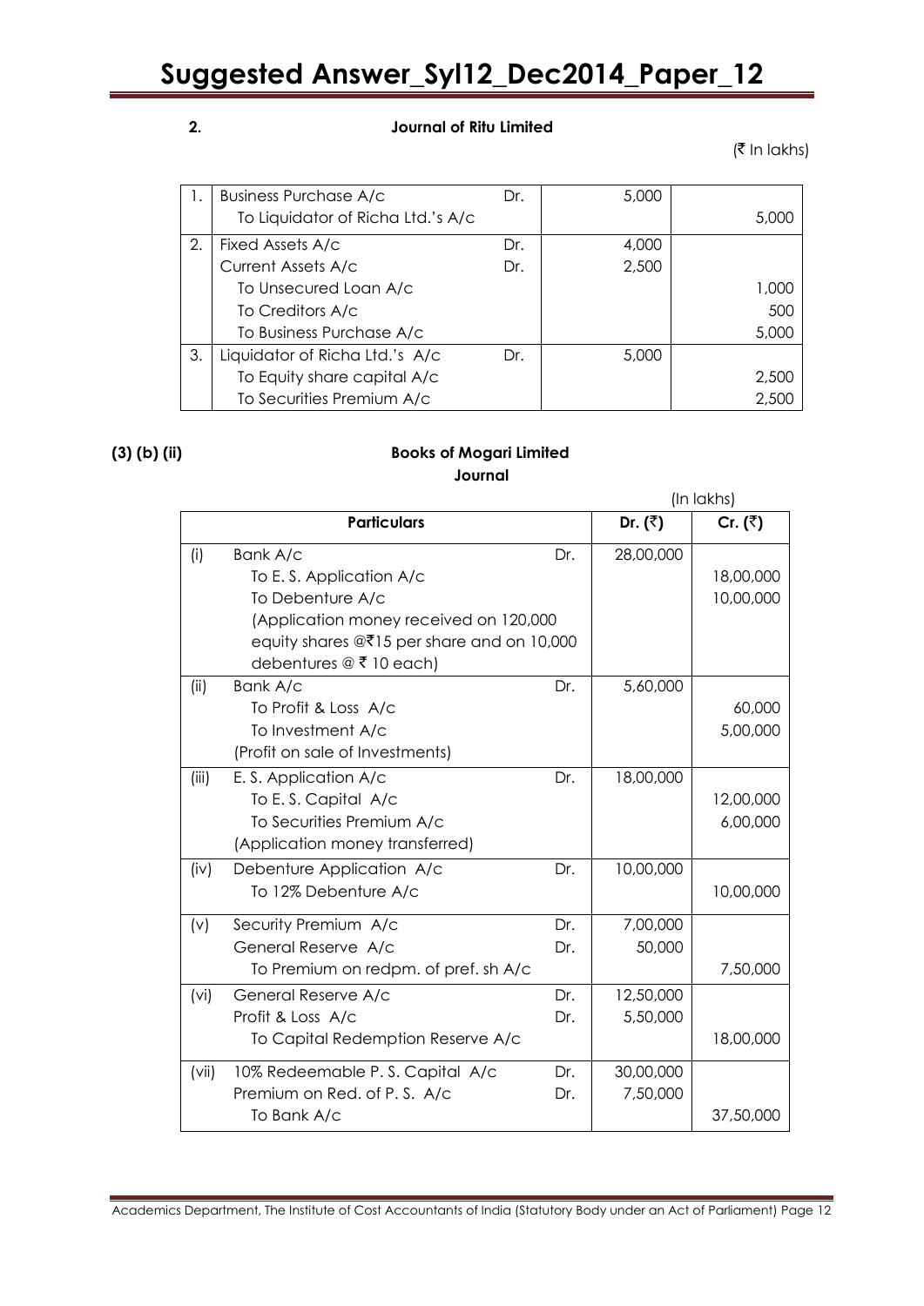**2.** **Journal of Ritu Limited**

(₹ In lakhs)

| | | | | |
|---|---|---|---|---|
| 1. | Business Purchase A/c | Dr. | 5,000 | |
| | To Liquidator of Richa Ltd.'s A/c | | | 5,000 |
| 2. | Fixed Assets A/c | Dr. | 4,000 | |
| | Current Assets A/c | Dr. | 2,500 | |
| | To Unsecured Loan A/c | | | 1,000 |
| | To Creditors A/c | | | 500 |
| | To Business Purchase A/c | | | 5,000 |
| 3. | Liquidator of Richa Ltd.'s A/c | Dr. | 5,000 | |
| | To Equity share capital A/c | | | 2,500 |
| | To Securities Premium A/c | | | 2,500 |

**(3) (b) (ii)** **Books of Mogari Limited**

**Journal**

(In lakhs)

| | **Particulars** | | **Dr. (₹)** | **Cr. (₹)** |
|---|---|---|---|---|
| (i) | Bank A/c | Dr. | 28,00,000 | |
| | To E. S. Application A/c | | | 18,00,000 |
| | To Debenture A/c | | | 10,00,000 |
| | (Application money received on 120,000 equity shares @₹15 per share and on 10,000 debentures @ ₹ 10 each) | | | |
| (ii) | Bank A/c | Dr. | 5,60,000 | |
| | To Profit & Loss A/c | | | 60,000 |
| | To Investment A/c | | | 5,00,000 |
| | (Profit on sale of Investments) | | | |
| (iii) | E. S. Application A/c | Dr. | 18,00,000 | |
| | To E. S. Capital A/c | | | 12,00,000 |
| | To Securities Premium A/c | | | 6,00,000 |
| | (Application money transferred) | | | |
| (iv) | Debenture Application A/c | Dr. | 10,00,000 | |
| | To 12% Debenture A/c | | | 10,00,000 |
| (v) | Security Premium A/c | Dr. | 7,00,000 | |
| | General Reserve A/c | Dr. | 50,000 | |
| | To Premium on redpm. of pref. sh A/c | | | 7,50,000 |
| (vi) | General Reserve A/c | Dr. | 12,50,000 | |
| | Profit & Loss A/c | Dr. | 5,50,000 | |
| | To Capital Redemption Reserve A/c | | | 18,00,000 |
| (vii) | 10% Redeemable P. S. Capital A/c | Dr. | 30,00,000 | |
| | Premium on Red. of P. S. A/c | Dr. | 7,50,000 | |
| | To Bank A/c | | | 37,50,000 |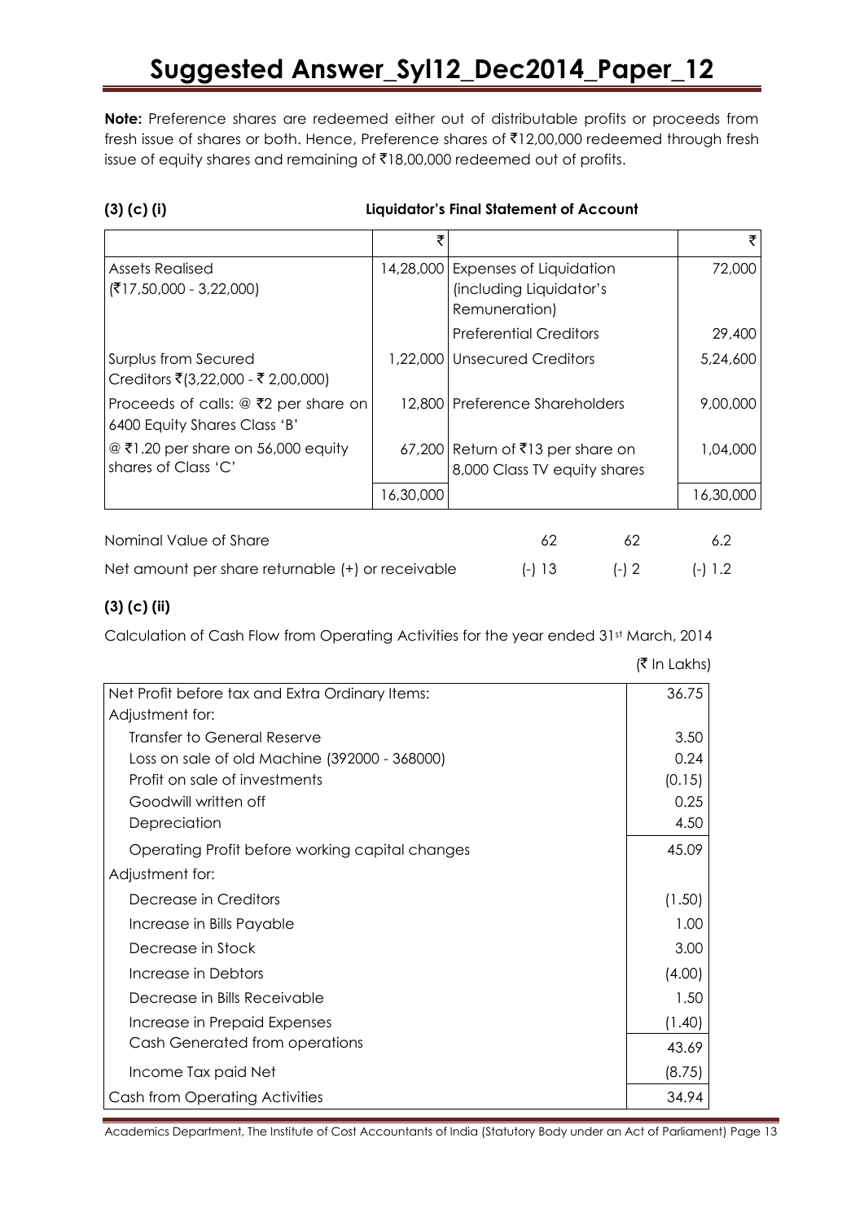**Note:** Preference shares are redeemed either out of distributable profits or proceeds from fresh issue of shares or both. Hence, Preference shares of ₹12,00,000 redeemed through fresh issue of equity shares and remaining of ₹18,00,000 redeemed out of profits.

### (3) (c) (i) Liquidator's Final Statement of Account

| | ₹ | | ₹ |
|---|---|---|---|
| Assets Realised (₹17,50,000 - 3,22,000) | 14,28,000 | Expenses of Liquidation (including Liquidator's Remuneration) | 72,000 |
| | | Preferential Creditors | 29,400 |
| Surplus from Secured Creditors ₹(3,22,000 - ₹ 2,00,000) | 1,22,000 | Unsecured Creditors | 5,24,600 |
| Proceeds of calls: @ ₹2 per share on 6400 Equity Shares Class 'B' | 12,800 | Preference Shareholders | 9,00,000 |
| @ ₹1.20 per share on 56,000 equity shares of Class 'C' | 67,200 | Return of ₹13 per share on 8,000 Class TV equity shares | 1,04,000 |
| | 16,30,000 | | 16,30,000 |

| | | | |
|---|---|---|---|
| Nominal Value of Share | 62 | 62 | 6.2 |
| Net amount per share returnable (+) or receivable | (-) 13 | (-) 2 | (-) 1.2 |

### (3) (c) (ii)

Calculation of Cash Flow from Operating Activities for the year ended 31st March, 2014

| | (₹ In Lakhs) |
|---|---|
| Net Profit before tax and Extra Ordinary Items: | 36.75 |
| Adjustment for: | |
| Transfer to General Reserve | 3.50 |
| Loss on sale of old Machine (392000 - 368000) | 0.24 |
| Profit on sale of investments | (0.15) |
| Goodwill written off | 0.25 |
| Depreciation | 4.50 |
| Operating Profit before working capital changes | 45.09 |
| Adjustment for: | |
| Decrease in Creditors | (1.50) |
| Increase in Bills Payable | 1.00 |
| Decrease in Stock | 3.00 |
| Increase in Debtors | (4.00) |
| Decrease in Bills Receivable | 1.50 |
| Increase in Prepaid Expenses | (1.40) |
| Cash Generated from operations | 43.69 |
| Income Tax paid Net | (8.75) |
| Cash from Operating Activities | 34.94 |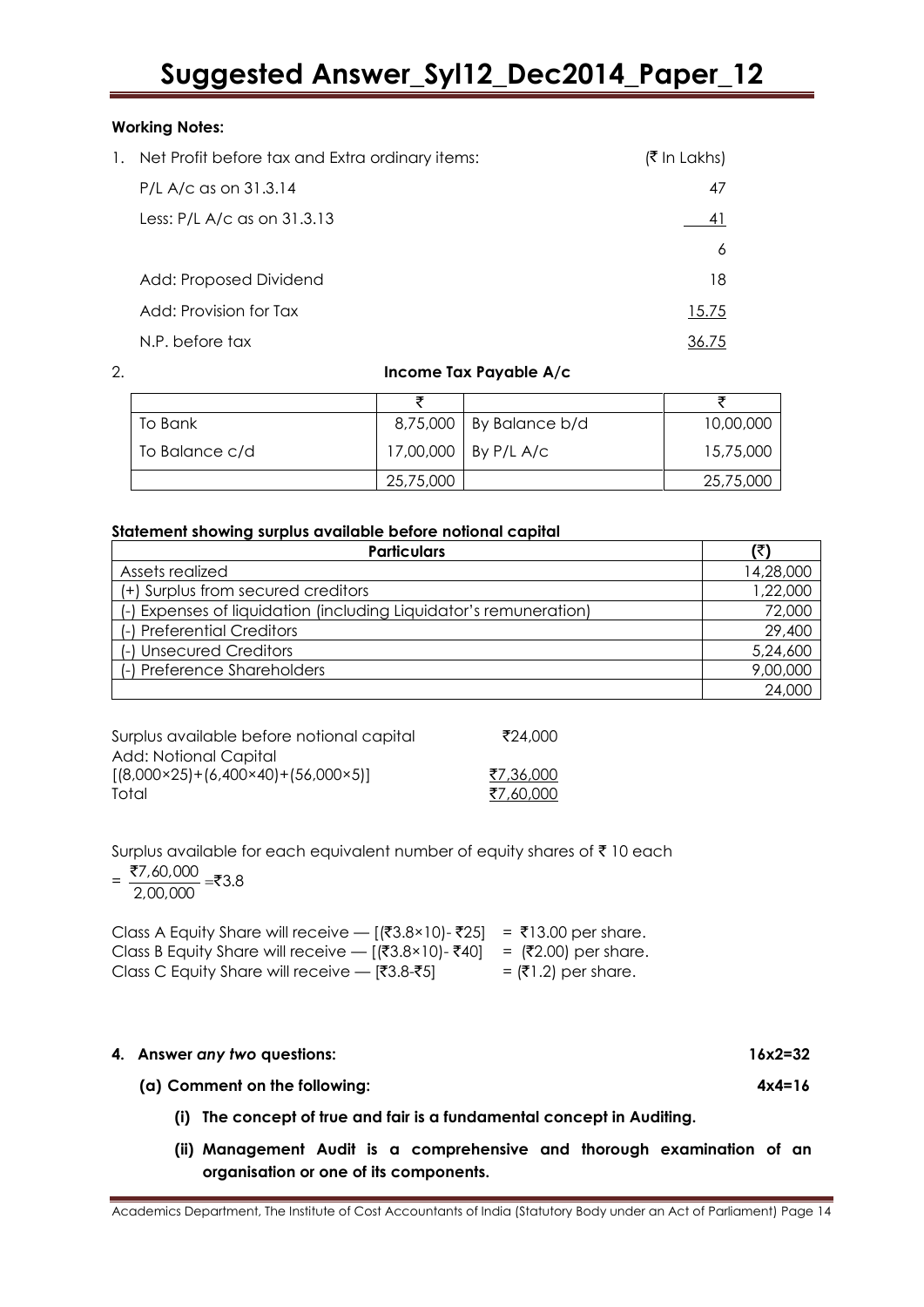**Working Notes:**

| 1. | Net Profit before tax and Extra ordinary items: | (₹ In Lakhs) |
|---|---|---|
| | P/L A/c as on 31.3.14 | 47 |
| | Less: P/L A/c as on 31.3.13 | 41 |
| | | 6 |
| | Add: Proposed Dividend | 18 |
| | Add: Provision for Tax | 15.75 |
| | N.P. before tax | 36.75 |

2. **Income Tax Payable A/c**

| | ₹ | | ₹ |
|---|---|---|---|
| To Bank | 8,75,000 | By Balance b/d | 10,00,000 |
| To Balance c/d | 17,00,000 | By P/L A/c | 15,75,000 |
| | 25,75,000 | | 25,75,000 |

**Statement showing surplus available before notional capital**

| Particulars | (₹) |
|---|---|
| Assets realized | 14,28,000 |
| (+) Surplus from secured creditors | 1,22,000 |
| (-) Expenses of liquidation (including Liquidator's remuneration) | 72,000 |
| (-) Preferential Creditors | 29,400 |
| (-) Unsecured Creditors | 5,24,600 |
| (-) Preference Shareholders | 9,00,000 |
| | 24,000 |

| | |
|---|---|
| Surplus available before notional capital | ₹24,000 |
| Add: Notional Capital | |
| [(8,000×25)+(6,400×40)+(56,000×5)] | ₹7,36,000 |
| Total | ₹7,60,000 |

Surplus available for each equivalent number of equity shares of ₹ 10 each

$= \frac{₹7,60,000}{2,00,000} = ₹3.8$

Class A Equity Share will receive — [(₹3.8×10)- ₹25] = ₹13.00 per share.
Class B Equity Share will receive — [(₹3.8×10)- ₹40] = (₹2.00) per share.
Class C Equity Share will receive — [₹3.8-₹5] = (₹1.2) per share.

**4. Answer *any two* questions: 16x2=32**

**(a) Comment on the following: 4x4=16**

**(i) The concept of true and fair is a fundamental concept in Auditing.**

**(ii) Management Audit is a comprehensive and thorough examination of an organisation or one of its components.**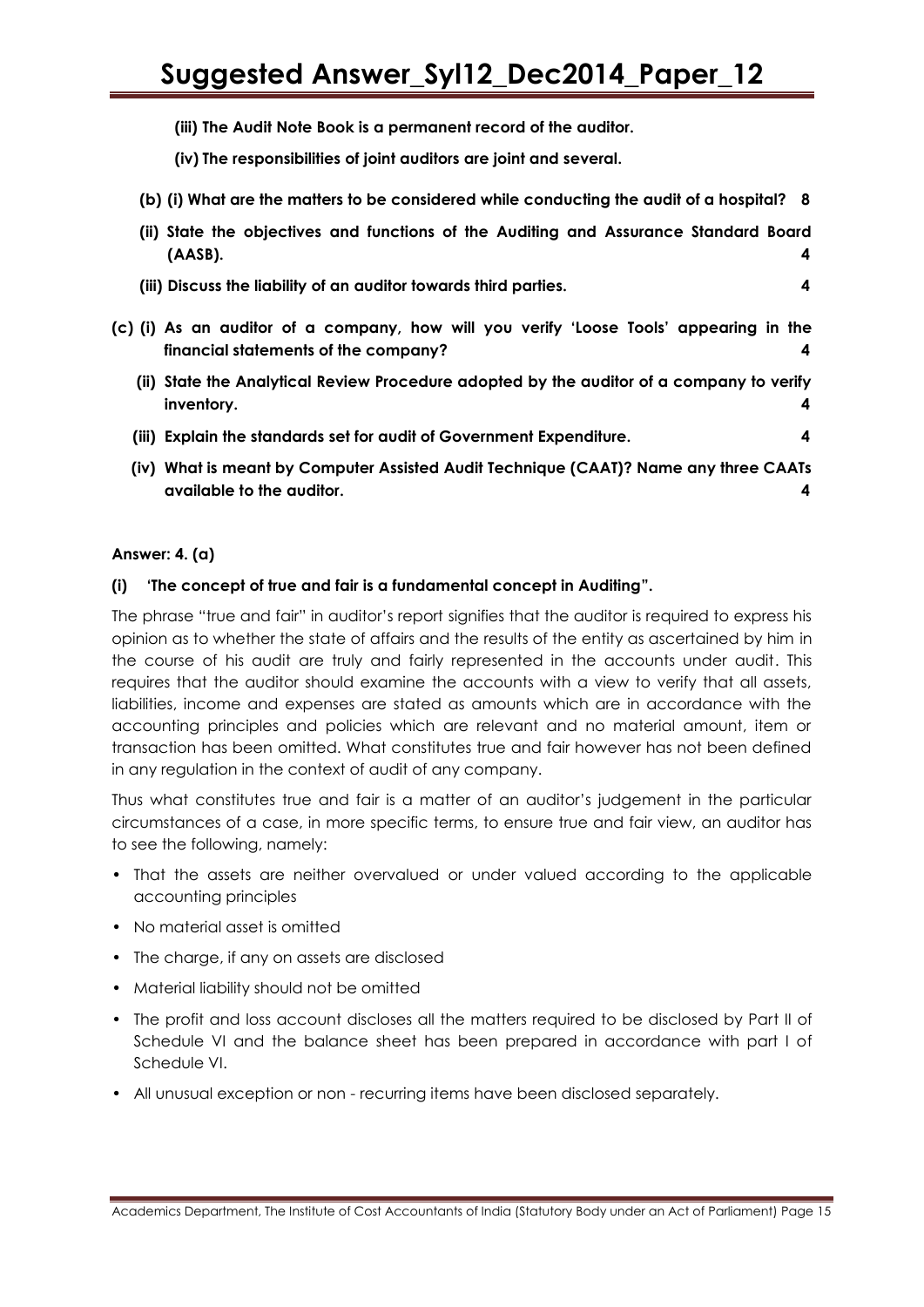(iii) **The Audit Note Book is a permanent record of the auditor.**

(iv) **The responsibilities of joint auditors are joint and several.**

**(b) (i) What are the matters to be considered while conducting the audit of a hospital? 8**

**(ii) State the objectives and functions of the Auditing and Assurance Standard Board (AASB). 4**

**(iii) Discuss the liability of an auditor towards third parties. 4**

**(c) (i) As an auditor of a company, how will you verify 'Loose Tools' appearing in the financial statements of the company? 4**

**(ii) State the Analytical Review Procedure adopted by the auditor of a company to verify inventory. 4**

**(iii) Explain the standards set for audit of Government Expenditure. 4**

**(iv) What is meant by Computer Assisted Audit Technique (CAAT)? Name any three CAATs available to the auditor. 4**

**Answer: 4. (a)**

**(i) 'The concept of true and fair is a fundamental concept in Auditing".**

The phrase "true and fair" in auditor's report signifies that the auditor is required to express his opinion as to whether the state of affairs and the results of the entity as ascertained by him in the course of his audit are truly and fairly represented in the accounts under audit. This requires that the auditor should examine the accounts with a view to verify that all assets, liabilities, income and expenses are stated as amounts which are in accordance with the accounting principles and policies which are relevant and no material amount, item or transaction has been omitted. What constitutes true and fair however has not been defined in any regulation in the context of audit of any company.

Thus what constitutes true and fair is a matter of an auditor's judgement in the particular circumstances of a case, in more specific terms, to ensure true and fair view, an auditor has to see the following, namely:

- That the assets are neither overvalued or under valued according to the applicable accounting principles
- No material asset is omitted
- The charge, if any on assets are disclosed
- Material liability should not be omitted
- The profit and loss account discloses all the matters required to be disclosed by Part II of Schedule VI and the balance sheet has been prepared in accordance with part I of Schedule VI.
- All unusual exception or non - recurring items have been disclosed separately.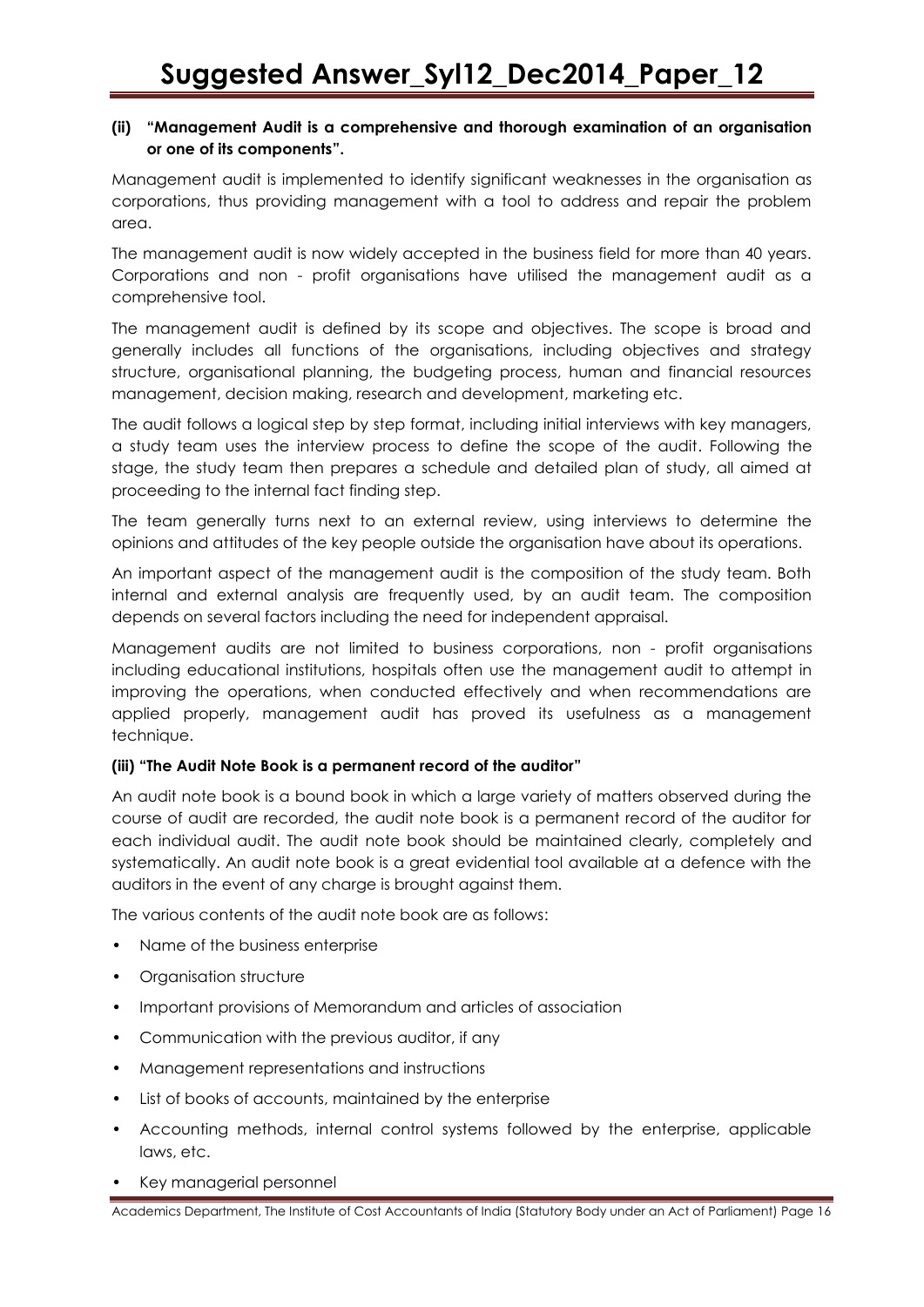**(ii) "Management Audit is a comprehensive and thorough examination of an organisation or one of its components".**

Management audit is implemented to identify significant weaknesses in the organisation as corporations, thus providing management with a tool to address and repair the problem area.

The management audit is now widely accepted in the business field for more than 40 years. Corporations and non - profit organisations have utilised the management audit as a comprehensive tool.

The management audit is defined by its scope and objectives. The scope is broad and generally includes all functions of the organisations, including objectives and strategy structure, organisational planning, the budgeting process, human and financial resources management, decision making, research and development, marketing etc.

The audit follows a logical step by step format, including initial interviews with key managers, a study team uses the interview process to define the scope of the audit. Following the stage, the study team then prepares a schedule and detailed plan of study, all aimed at proceeding to the internal fact finding step.

The team generally turns next to an external review, using interviews to determine the opinions and attitudes of the key people outside the organisation have about its operations.

An important aspect of the management audit is the composition of the study team. Both internal and external analysis are frequently used, by an audit team. The composition depends on several factors including the need for independent appraisal.

Management audits are not limited to business corporations, non - profit organisations including educational institutions, hospitals often use the management audit to attempt in improving the operations, when conducted effectively and when recommendations are applied properly, management audit has proved its usefulness as a management technique.

**(iii) "The Audit Note Book is a permanent record of the auditor"**

An audit note book is a bound book in which a large variety of matters observed during the course of audit are recorded, the audit note book is a permanent record of the auditor for each individual audit. The audit note book should be maintained clearly, completely and systematically. An audit note book is a great evidential tool available at a defence with the auditors in the event of any charge is brought against them.

The various contents of the audit note book are as follows:

- Name of the business enterprise
- Organisation structure
- Important provisions of Memorandum and articles of association
- Communication with the previous auditor, if any
- Management representations and instructions
- List of books of accounts, maintained by the enterprise
- Accounting methods, internal control systems followed by the enterprise, applicable laws, etc.
- Key managerial personnel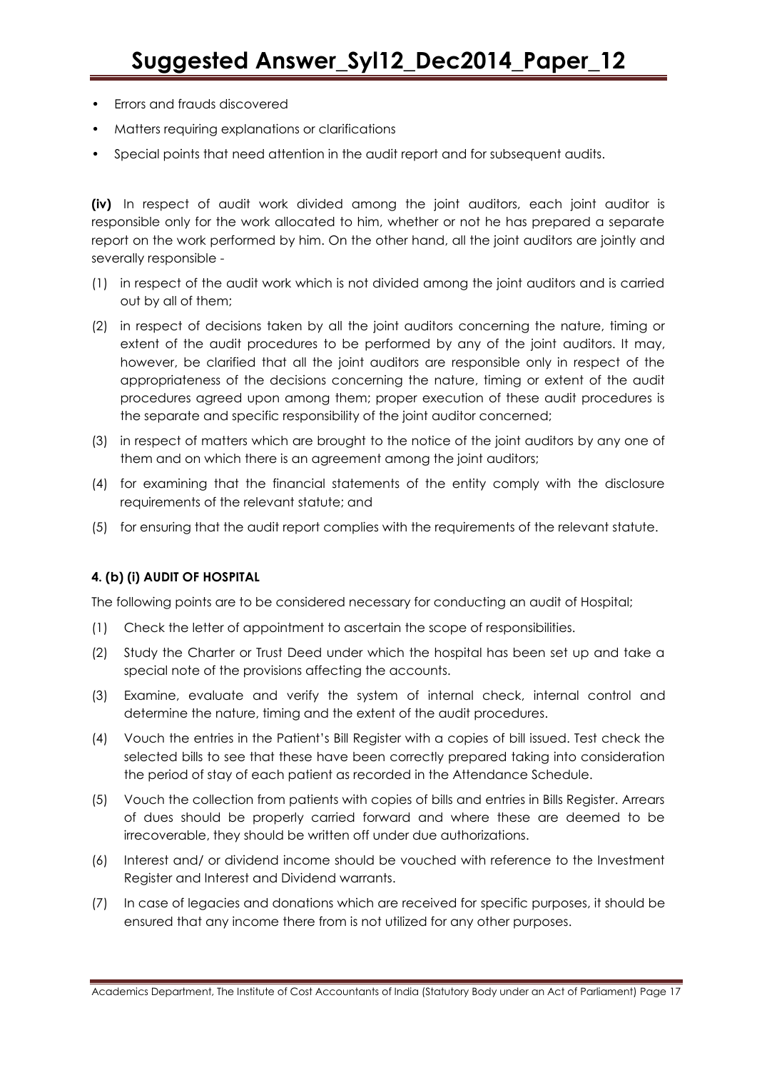- Errors and frauds discovered
- Matters requiring explanations or clarifications
- Special points that need attention in the audit report and for subsequent audits.

**(iv)** In respect of audit work divided among the joint auditors, each joint auditor is responsible only for the work allocated to him, whether or not he has prepared a separate report on the work performed by him. On the other hand, all the joint auditors are jointly and severally responsible -

(1) in respect of the audit work which is not divided among the joint auditors and is carried out by all of them;

(2) in respect of decisions taken by all the joint auditors concerning the nature, timing or extent of the audit procedures to be performed by any of the joint auditors. It may, however, be clarified that all the joint auditors are responsible only in respect of the appropriateness of the decisions concerning the nature, timing or extent of the audit procedures agreed upon among them; proper execution of these audit procedures is the separate and specific responsibility of the joint auditor concerned;

(3) in respect of matters which are brought to the notice of the joint auditors by any one of them and on which there is an agreement among the joint auditors;

(4) for examining that the financial statements of the entity comply with the disclosure requirements of the relevant statute; and

(5) for ensuring that the audit report complies with the requirements of the relevant statute.

**4. (b) (i) AUDIT OF HOSPITAL**

The following points are to be considered necessary for conducting an audit of Hospital;

(1) Check the letter of appointment to ascertain the scope of responsibilities.

(2) Study the Charter or Trust Deed under which the hospital has been set up and take a special note of the provisions affecting the accounts.

(3) Examine, evaluate and verify the system of internal check, internal control and determine the nature, timing and the extent of the audit procedures.

(4) Vouch the entries in the Patient's Bill Register with a copies of bill issued. Test check the selected bills to see that these have been correctly prepared taking into consideration the period of stay of each patient as recorded in the Attendance Schedule.

(5) Vouch the collection from patients with copies of bills and entries in Bills Register. Arrears of dues should be properly carried forward and where these are deemed to be irrecoverable, they should be written off under due authorizations.

(6) Interest and/ or dividend income should be vouched with reference to the Investment Register and Interest and Dividend warrants.

(7) In case of legacies and donations which are received for specific purposes, it should be ensured that any income there from is not utilized for any other purposes.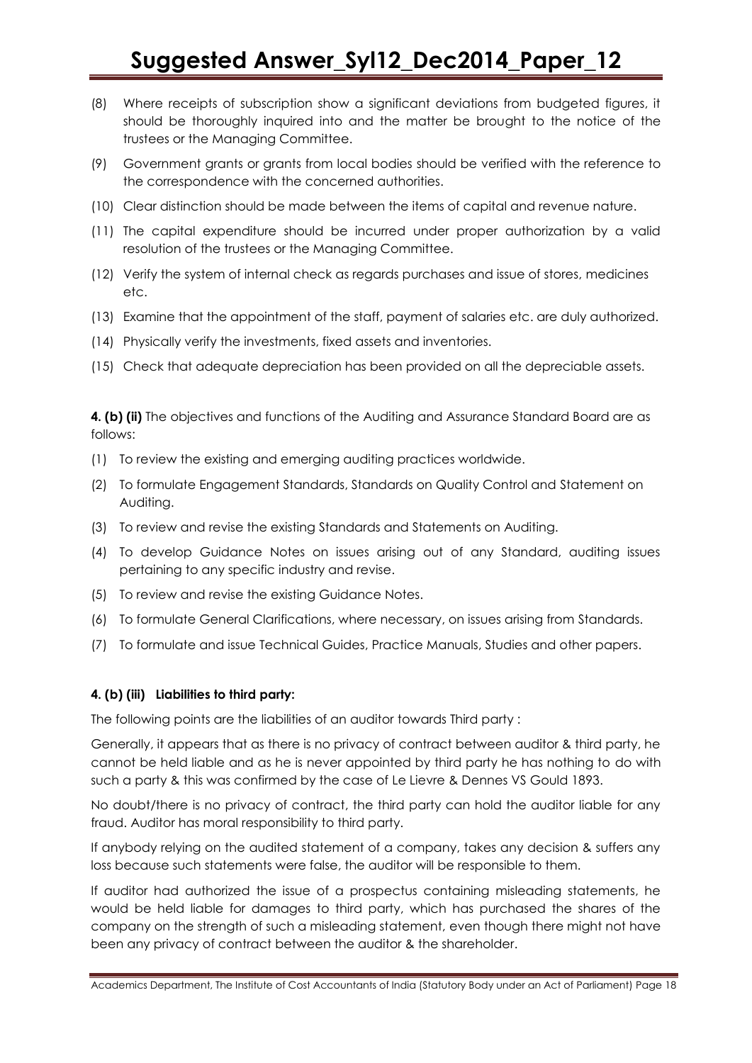(8) Where receipts of subscription show a significant deviations from budgeted figures, it should be thoroughly inquired into and the matter be brought to the notice of the trustees or the Managing Committee.

(9) Government grants or grants from local bodies should be verified with the reference to the correspondence with the concerned authorities.

(10) Clear distinction should be made between the items of capital and revenue nature.

(11) The capital expenditure should be incurred under proper authorization by a valid resolution of the trustees or the Managing Committee.

(12) Verify the system of internal check as regards purchases and issue of stores, medicines etc.

(13) Examine that the appointment of the staff, payment of salaries etc. are duly authorized.

(14) Physically verify the investments, fixed assets and inventories.

(15) Check that adequate depreciation has been provided on all the depreciable assets.

**4. (b) (ii)** The objectives and functions of the Auditing and Assurance Standard Board are as follows:

(1) To review the existing and emerging auditing practices worldwide.

(2) To formulate Engagement Standards, Standards on Quality Control and Statement on Auditing.

(3) To review and revise the existing Standards and Statements on Auditing.

(4) To develop Guidance Notes on issues arising out of any Standard, auditing issues pertaining to any specific industry and revise.

(5) To review and revise the existing Guidance Notes.

(6) To formulate General Clarifications, where necessary, on issues arising from Standards.

(7) To formulate and issue Technical Guides, Practice Manuals, Studies and other papers.

**4. (b) (iii) Liabilities to third party:**

The following points are the liabilities of an auditor towards Third party :

Generally, it appears that as there is no privacy of contract between auditor & third party, he cannot be held liable and as he is never appointed by third party he has nothing to do with such a party & this was confirmed by the case of Le Lievre & Dennes VS Gould 1893.

No doubt/there is no privacy of contract, the third party can hold the auditor liable for any fraud. Auditor has moral responsibility to third party.

If anybody relying on the audited statement of a company, takes any decision & suffers any loss because such statements were false, the auditor will be responsible to them.

If auditor had authorized the issue of a prospectus containing misleading statements, he would be held liable for damages to third party, which has purchased the shares of the company on the strength of such a misleading statement, even though there might not have been any privacy of contract between the auditor & the shareholder.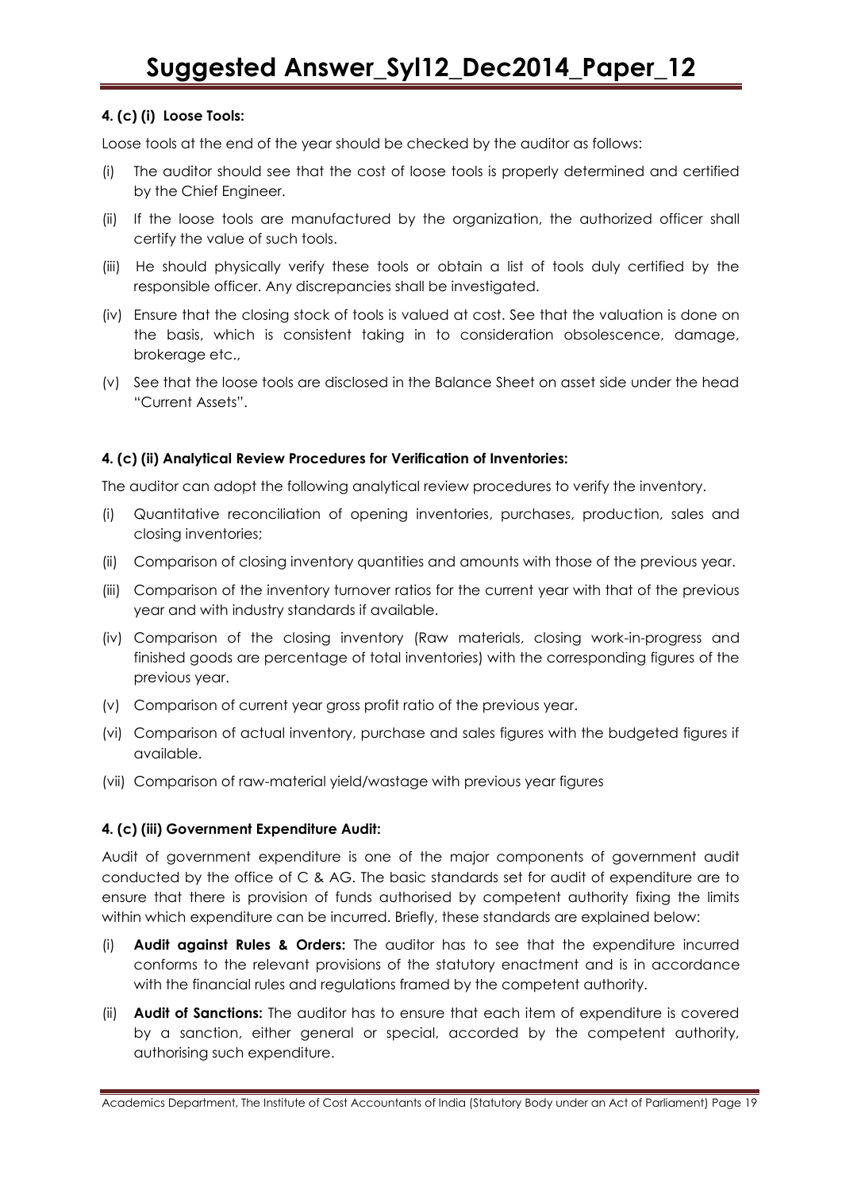#### 4. (c) (i) Loose Tools:

Loose tools at the end of the year should be checked by the auditor as follows:

(i) The auditor should see that the cost of loose tools is properly determined and certified by the Chief Engineer.

(ii) If the loose tools are manufactured by the organization, the authorized officer shall certify the value of such tools.

(iii) He should physically verify these tools or obtain a list of tools duly certified by the responsible officer. Any discrepancies shall be investigated.

(iv) Ensure that the closing stock of tools is valued at cost. See that the valuation is done on the basis, which is consistent taking in to consideration obsolescence, damage, brokerage etc.,

(v) See that the loose tools are disclosed in the Balance Sheet on asset side under the head "Current Assets".

#### 4. (c) (ii) Analytical Review Procedures for Verification of Inventories:

The auditor can adopt the following analytical review procedures to verify the inventory.

(i) Quantitative reconciliation of opening inventories, purchases, production, sales and closing inventories;

(ii) Comparison of closing inventory quantities and amounts with those of the previous year.

(iii) Comparison of the inventory turnover ratios for the current year with that of the previous year and with industry standards if available.

(iv) Comparison of the closing inventory (Raw materials, closing work-in-progress and finished goods are percentage of total inventories) with the corresponding figures of the previous year.

(v) Comparison of current year gross profit ratio of the previous year.

(vi) Comparison of actual inventory, purchase and sales figures with the budgeted figures if available.

(vii) Comparison of raw-material yield/wastage with previous year figures

#### 4. (c) (iii) Government Expenditure Audit:

Audit of government expenditure is one of the major components of government audit conducted by the office of C & AG. The basic standards set for audit of expenditure are to ensure that there is provision of funds authorised by competent authority fixing the limits within which expenditure can be incurred. Briefly, these standards are explained below:

(i) **Audit against Rules & Orders:** The auditor has to see that the expenditure incurred conforms to the relevant provisions of the statutory enactment and is in accordance with the financial rules and regulations framed by the competent authority.

(ii) **Audit of Sanctions:** The auditor has to ensure that each item of expenditure is covered by a sanction, either general or special, accorded by the competent authority, authorising such expenditure.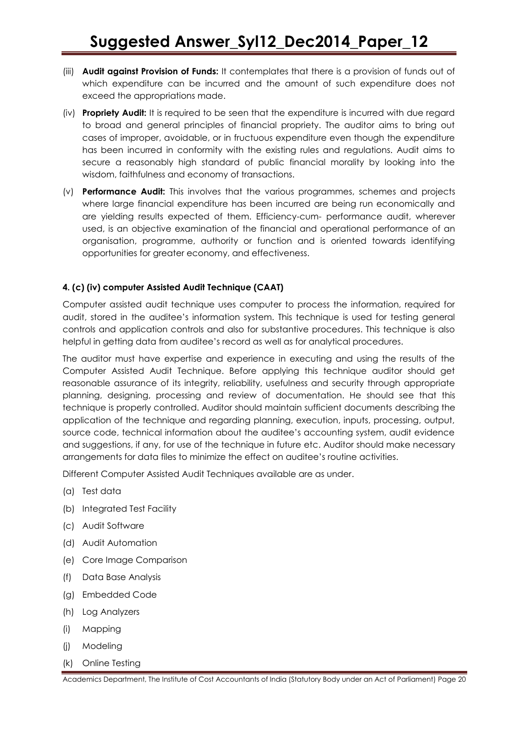(iii) **Audit against Provision of Funds:** It contemplates that there is a provision of funds out of which expenditure can be incurred and the amount of such expenditure does not exceed the appropriations made.

(iv) **Propriety Audit:** It is required to be seen that the expenditure is incurred with due regard to broad and general principles of financial propriety. The auditor aims to bring out cases of improper, avoidable, or in fructuous expenditure even though the expenditure has been incurred in conformity with the existing rules and regulations. Audit aims to secure a reasonably high standard of public financial morality by looking into the wisdom, faithfulness and economy of transactions.

(v) **Performance Audit:** This involves that the various programmes, schemes and projects where large financial expenditure has been incurred are being run economically and are yielding results expected of them. Efficiency-cum- performance audit, wherever used, is an objective examination of the financial and operational performance of an organisation, programme, authority or function and is oriented towards identifying opportunities for greater economy, and effectiveness.

**4. (c) (iv) computer Assisted Audit Technique (CAAT)**

Computer assisted audit technique uses computer to process the information, required for audit, stored in the auditee's information system. This technique is used for testing general controls and application controls and also for substantive procedures. This technique is also helpful in getting data from auditee's record as well as for analytical procedures.

The auditor must have expertise and experience in executing and using the results of the Computer Assisted Audit Technique. Before applying this technique auditor should get reasonable assurance of its integrity, reliability, usefulness and security through appropriate planning, designing, processing and review of documentation. He should see that this technique is properly controlled. Auditor should maintain sufficient documents describing the application of the technique and regarding planning, execution, inputs, processing, output, source code, technical information about the auditee's accounting system, audit evidence and suggestions, if any, for use of the technique in future etc. Auditor should make necessary arrangements for data files to minimize the effect on auditee's routine activities.

Different Computer Assisted Audit Techniques available are as under.

(a) Test data

(b) Integrated Test Facility

(c) Audit Software

(d) Audit Automation

(e) Core Image Comparison

(f) Data Base Analysis

(g) Embedded Code

(h) Log Analyzers

(i) Mapping

(j) Modeling

(k) Online Testing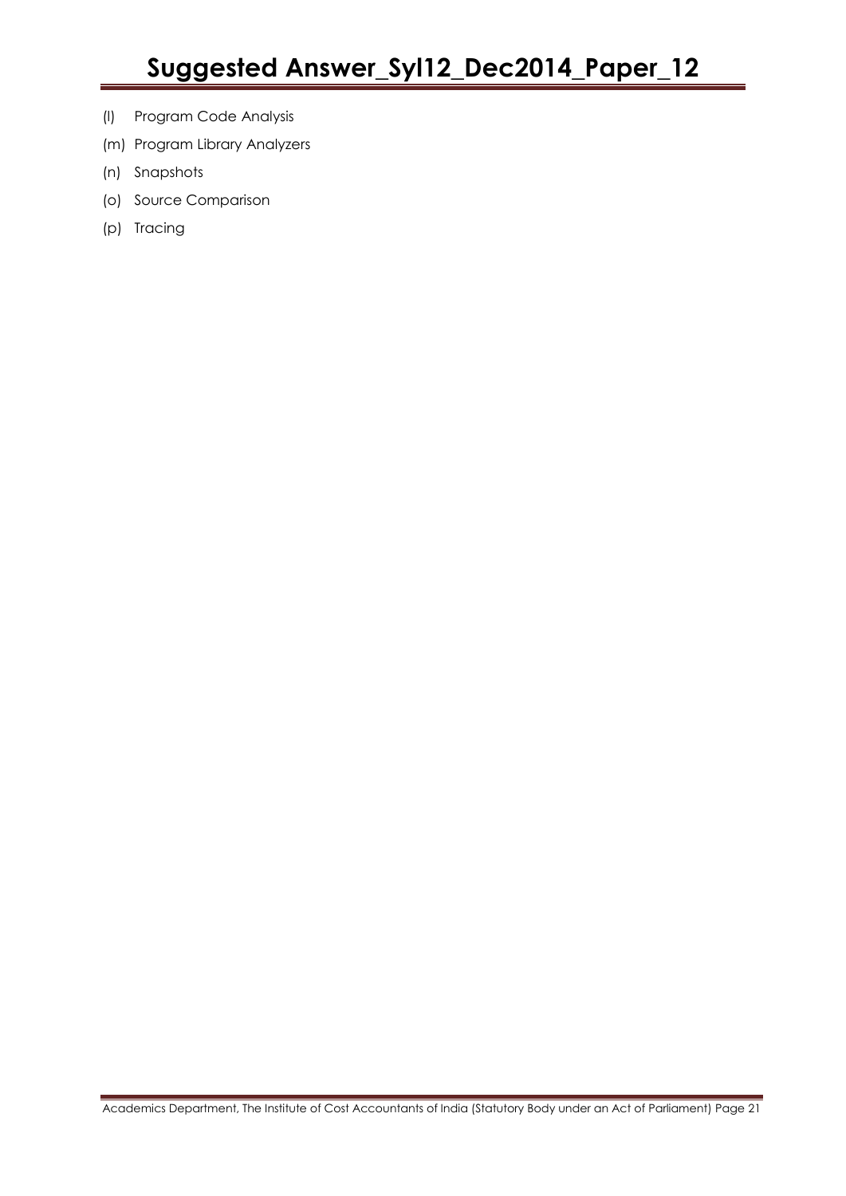(l) Program Code Analysis

(m) Program Library Analyzers

(n) Snapshots

(o) Source Comparison

(p) Tracing